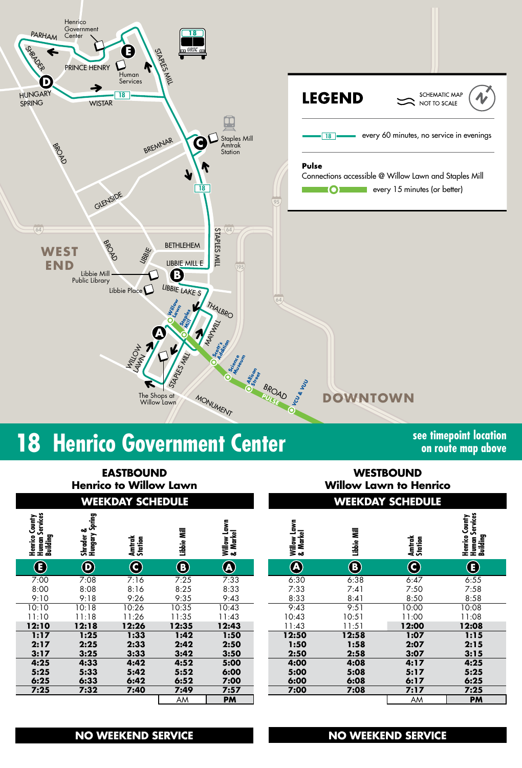LEGEND

SCHEMATIC MAP NOT TO SCALE

18 — every 60 minutes, no service in evenings

**Pulse**
Connections accessible @ Willow Lawn and Staples Mill
every 15 minutes (or better)

# 18 Henrico Government Center

see timepoint location on route map above

## EASTBOUND
### Henrico to Willow Lawn

**WEEKDAY SCHEDULE**

| Henrico County Human Services Building | Shrader & Hungary Spring | Amtrak Station | Libbie Mill | Willow Lawn & Markel |
|---|---|---|---|---|
| E | D | C | B | A |
| 7:00 | 7:08 | 7:16 | 7:25 | 7:33 |
| 8:00 | 8:08 | 8:16 | 8:25 | 8:33 |
| 9:10 | 9:18 | 9:26 | 9:35 | 9:43 |
| 10:10 | 10:18 | 10:26 | 10:35 | 10:43 |
| 11:10 | 11:18 | 11:26 | 11:35 | 11:43 |
| **12:10** | **12:18** | **12:26** | **12:35** | **12:43** |
| **1:17** | **1:25** | **1:33** | **1:42** | **1:50** |
| **2:17** | **2:25** | **2:33** | **2:42** | **2:50** |
| **3:17** | **3:25** | **3:33** | **3:42** | **3:50** |
| **4:25** | **4:33** | **4:42** | **4:52** | **5:00** |
| **5:25** | **5:33** | **5:42** | **5:52** | **6:00** |
| **6:25** | **6:33** | **6:42** | **6:52** | **7:00** |
| **7:25** | **7:32** | **7:40** | **7:49** | **7:57** |
| | | | AM | **PM** |

**NO WEEKEND SERVICE**

## WESTBOUND
### Willow Lawn to Henrico

**WEEKDAY SCHEDULE**

| Willow Lawn & Markel | Libbie Mill | Amtrak Station | Henrico County Human Services Building |
|---|---|---|---|
| A | B | C | E |
| 6:30 | 6:38 | 6:47 | 6:55 |
| 7:33 | 7:41 | 7:50 | 7:58 |
| 8:33 | 8:41 | 8:50 | 8:58 |
| 9:43 | 9:51 | 10:00 | 10:08 |
| 10:43 | 10:51 | 11:00 | 11:08 |
| 11:43 | 11:51 | **12:00** | **12:08** |
| **12:50** | **12:58** | **1:07** | **1:15** |
| **1:50** | **1:58** | **2:07** | **2:15** |
| **2:50** | **2:58** | **3:07** | **3:15** |
| **4:00** | **4:08** | **4:17** | **4:25** |
| **5:00** | **5:08** | **5:17** | **5:25** |
| **6:00** | **6:08** | **6:17** | **6:25** |
| **7:00** | **7:08** | **7:17** | **7:25** |
| | | AM | **PM** |

**NO WEEKEND SERVICE**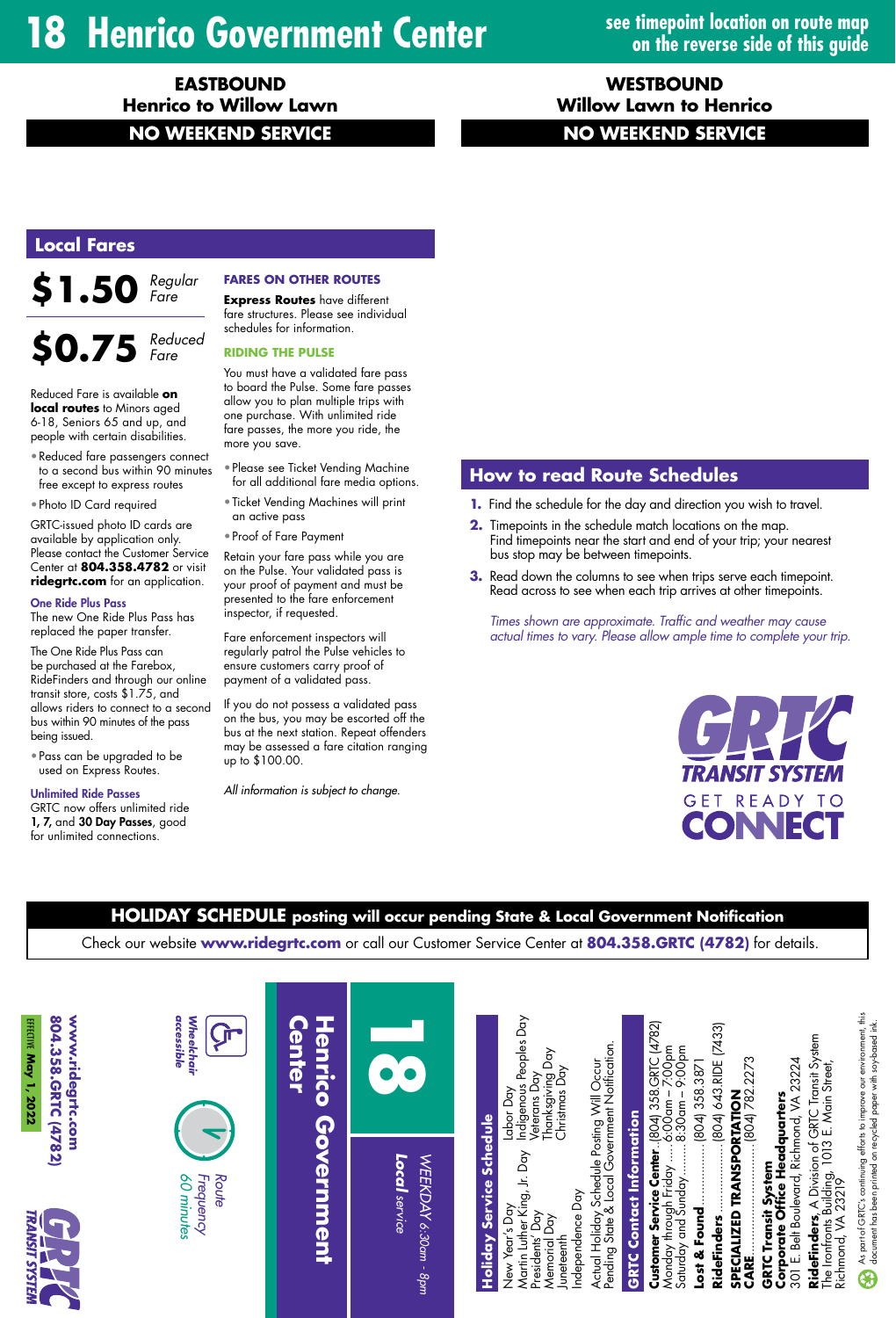# 18 Henrico Government Center

see timepoint location on route map on the reverse side of this guide

## EASTBOUND
### Henrico to Willow Lawn

**NO WEEKEND SERVICE**

## WESTBOUND
### Willow Lawn to Henrico

**NO WEEKEND SERVICE**

## Local Fares

**$1.50** *Regular Fare*

**$0.75** *Reduced Fare*

Reduced Fare is available **on local routes** to Minors aged 6-18, Seniors 65 and up, and people with certain disabilities.

- Reduced fare passengers connect to a second bus within 90 minutes free except to express routes
- Photo ID Card required

GRTC-issued photo ID cards are available by application only. Please contact the Customer Service Center at **804.358.4782** or visit **ridegrtc.com** for an application.

**One Ride Plus Pass**
The new One Ride Plus Pass has replaced the paper transfer.

The One Ride Plus Pass can be purchased at the Farebox, RideFinders and through our online transit store, costs $1.75, and allows riders to connect to a second bus within 90 minutes of the pass being issued.

- Pass can be upgraded to be used on Express Routes.

**Unlimited Ride Passes**
GRTC now offers unlimited ride **1, 7,** and **30 Day Passes**, good for unlimited connections.

**FARES ON OTHER ROUTES**

**Express Routes** have different fare structures. Please see individual schedules for information.

**RIDING THE PULSE**

You must have a validated fare pass to board the Pulse. Some fare passes allow you to plan multiple trips with one purchase. With unlimited ride fare passes, the more you ride, the more you save.

- Please see Ticket Vending Machine for all additional fare media options.
- Ticket Vending Machines will print an active pass
- Proof of Fare Payment

Retain your fare pass while you are on the Pulse. Your validated pass is your proof of payment and must be presented to the fare enforcement inspector, if requested.

Fare enforcement inspectors will regularly patrol the Pulse vehicles to ensure customers carry proof of payment of a validated pass.

If you do not possess a validated pass on the bus, you may be escorted off the bus at the next station. Repeat offenders may be assessed a fare citation ranging up to $100.00.

*All information is subject to change.*

## How to read Route Schedules

1. Find the schedule for the day and direction you wish to travel.
2. Timepoints in the schedule match locations on the map. Find timepoints near the start and end of your trip; your nearest bus stop may be between timepoints.
3. Read down the columns to see when trips serve each timepoint. Read across to see when each trip arrives at other timepoints.

*Times shown are approximate. Traffic and weather may cause actual times to vary. Please allow ample time to complete your trip.*

GRTC TRANSIT SYSTEM
GET READY TO CONNECT

**HOLIDAY SCHEDULE posting will occur pending State & Local Government Notification**

Check our website **www.ridegrtc.com** or call our Customer Service Center at **804.358.GRTC (4782)** for details.

# 18 Henrico Government Center

WEEKDAY 6:30am - 8pm
*Local service*

*Wheelchair accessible*

*Route Frequency 60 minutes*

**www.ridegrtc.com**
**804.358.GRTC (4782)**

EFFECTIVE **May 1, 2022**

GRTC TRANSIT SYSTEM

### Holiday Service Schedule

New Year's Day
Martin Luther King, Jr. Day
Presidents' Day
Memorial Day
Juneteenth
Independence Day
Labor Day
Indigenous Peoples Day
Veterans Day
Thanksgiving Day
Christmas Day

Actual Holiday Schedule Posting Will Occur Pending State & Local Government Notification.

### GRTC Contact Information

**Customer Service Center**..(804) 358.GRTC (4782)
Monday through Friday......6:00am – 7:00pm
Saturday and Sunday.........8:30am – 9:00pm
**Lost & Found**....................(804) 358.3871
**RideFinders**.....................(804) 643.RIDE (7433)
**SPECIALIZED TRANSPORTATION CARE**..........................(804) 782.2273
**GRTC Transit System Corporate Office Headquarters**
301 E. Belt Boulevard, Richmond, VA 23224
**RideFinders**, A Division of GRTC Transit System
The Ironfronts Building, 1013 E. Main Street, Richmond, VA 23219

As part of GRTC's continuing efforts to improve our environment, this document has been printed on recycled paper with soy-based ink.